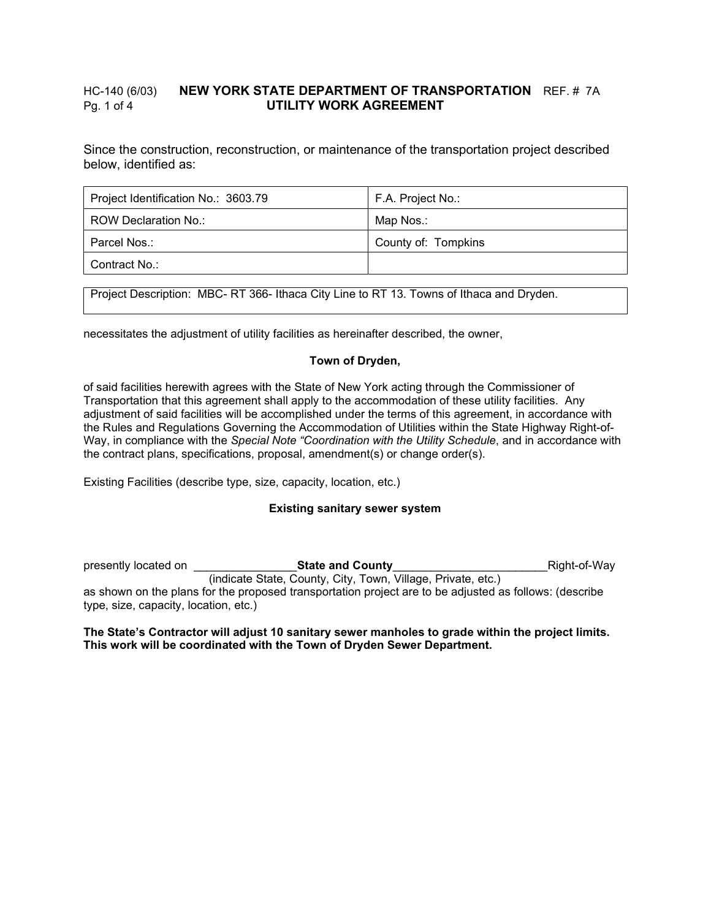HC-140 (6/03) **NEW YORK STATE DEPARTMENT OF TRANSPORTATION** REF. # 7A

**UTILITY WORK AGREEMENT**

Since the construction, reconstruction, or maintenance of the transportation project described below, identified as:

| | |
|---|---|
| Project Identification No.: 3603.79 | F.A. Project No.: |
| ROW Declaration No.: | Map Nos.: |
| Parcel Nos.: | County of: Tompkins |
| Contract No.: | |

| |
|---|
| Project Description: MBC- RT 366- Ithaca City Line to RT 13. Towns of Ithaca and Dryden. |

necessitates the adjustment of utility facilities as hereinafter described, the owner,

**Town of Dryden,**

of said facilities herewith agrees with the State of New York acting through the Commissioner of Transportation that this agreement shall apply to the accommodation of these utility facilities. Any adjustment of said facilities will be accomplished under the terms of this agreement, in accordance with the Rules and Regulations Governing the Accommodation of Utilities within the State Highway Right-of-Way, in compliance with the *Special Note "Coordination with the Utility Schedule*, and in accordance with the contract plans, specifications, proposal, amendment(s) or change order(s).

Existing Facilities (describe type, size, capacity, location, etc.)

**Existing sanitary sewer system**

presently located on ________________**State and County**________________________Right-of-Way
(indicate State, County, City, Town, Village, Private, etc.)
as shown on the plans for the proposed transportation project are to be adjusted as follows: (describe type, size, capacity, location, etc.)

**The State's Contractor will adjust 10 sanitary sewer manholes to grade within the project limits. This work will be coordinated with the Town of Dryden Sewer Department.**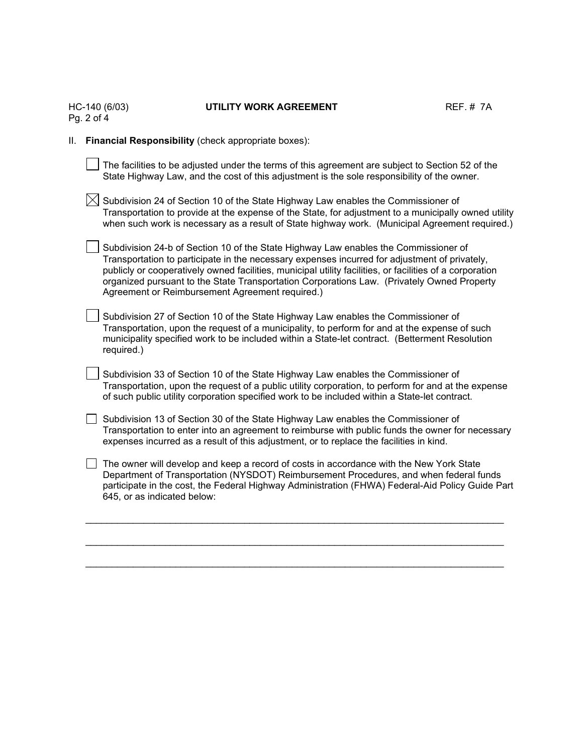II. **Financial Responsibility** (check appropriate boxes):

☐ The facilities to be adjusted under the terms of this agreement are subject to Section 52 of the State Highway Law, and the cost of this adjustment is the sole responsibility of the owner.

☒ Subdivision 24 of Section 10 of the State Highway Law enables the Commissioner of Transportation to provide at the expense of the State, for adjustment to a municipally owned utility when such work is necessary as a result of State highway work. (Municipal Agreement required.)

☐ Subdivision 24-b of Section 10 of the State Highway Law enables the Commissioner of Transportation to participate in the necessary expenses incurred for adjustment of privately, publicly or cooperatively owned facilities, municipal utility facilities, or facilities of a corporation organized pursuant to the State Transportation Corporations Law. (Privately Owned Property Agreement or Reimbursement Agreement required.)

☐ Subdivision 27 of Section 10 of the State Highway Law enables the Commissioner of Transportation, upon the request of a municipality, to perform for and at the expense of such municipality specified work to be included within a State-let contract. (Betterment Resolution required.)

☐ Subdivision 33 of Section 10 of the State Highway Law enables the Commissioner of Transportation, upon the request of a public utility corporation, to perform for and at the expense of such public utility corporation specified work to be included within a State-let contract.

☐ Subdivision 13 of Section 30 of the State Highway Law enables the Commissioner of Transportation to enter into an agreement to reimburse with public funds the owner for necessary expenses incurred as a result of this adjustment, or to replace the facilities in kind.

☐ The owner will develop and keep a record of costs in accordance with the New York State Department of Transportation (NYSDOT) Reimbursement Procedures, and when federal funds participate in the cost, the Federal Highway Administration (FHWA) Federal-Aid Policy Guide Part 645, or as indicated below:

_______________________________________________________________________________

_______________________________________________________________________________

_______________________________________________________________________________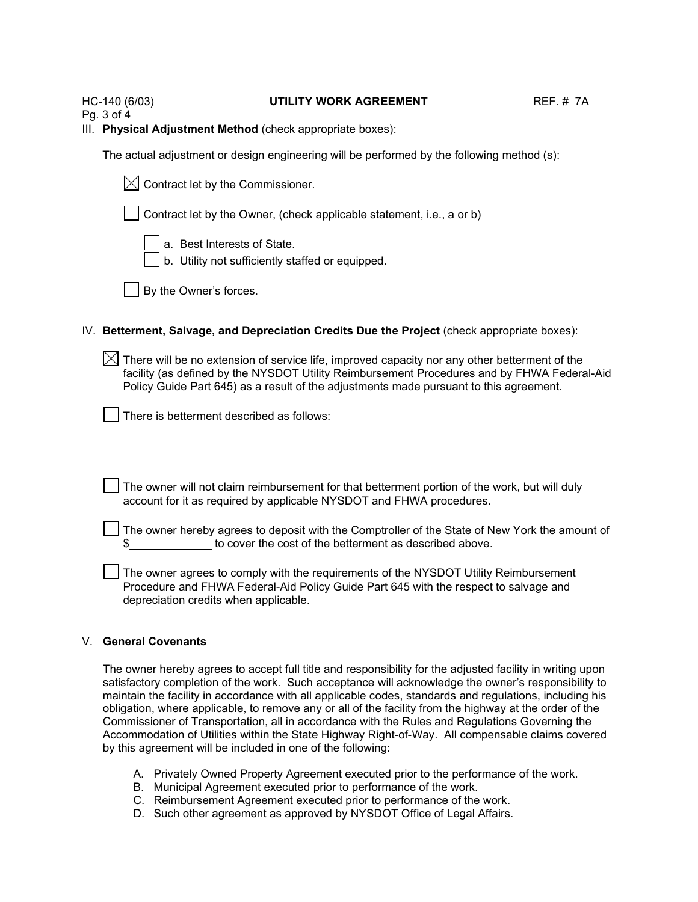III. **Physical Adjustment Method** (check appropriate boxes):

The actual adjustment or design engineering will be performed by the following method (s):

☒ Contract let by the Commissioner.

☐ Contract let by the Owner, (check applicable statement, i.e., a or b)

- ☐ a. Best Interests of State.
- ☐ b. Utility not sufficiently staffed or equipped.

☐ By the Owner's forces.

IV. **Betterment, Salvage, and Depreciation Credits Due the Project** (check appropriate boxes):

☒ There will be no extension of service life, improved capacity nor any other betterment of the facility (as defined by the NYSDOT Utility Reimbursement Procedures and by FHWA Federal-Aid Policy Guide Part 645) as a result of the adjustments made pursuant to this agreement.

☐ There is betterment described as follows:

☐ The owner will not claim reimbursement for that betterment portion of the work, but will duly account for it as required by applicable NYSDOT and FHWA procedures.

☐ The owner hereby agrees to deposit with the Comptroller of the State of New York the amount of $_____________ to cover the cost of the betterment as described above.

☐ The owner agrees to comply with the requirements of the NYSDOT Utility Reimbursement Procedure and FHWA Federal-Aid Policy Guide Part 645 with the respect to salvage and depreciation credits when applicable.

V. **General Covenants**

The owner hereby agrees to accept full title and responsibility for the adjusted facility in writing upon satisfactory completion of the work. Such acceptance will acknowledge the owner's responsibility to maintain the facility in accordance with all applicable codes, standards and regulations, including his obligation, where applicable, to remove any or all of the facility from the highway at the order of the Commissioner of Transportation, all in accordance with the Rules and Regulations Governing the Accommodation of Utilities within the State Highway Right-of-Way. All compensable claims covered by this agreement will be included in one of the following:

A. Privately Owned Property Agreement executed prior to the performance of the work.
B. Municipal Agreement executed prior to performance of the work.
C. Reimbursement Agreement executed prior to performance of the work.
D. Such other agreement as approved by NYSDOT Office of Legal Affairs.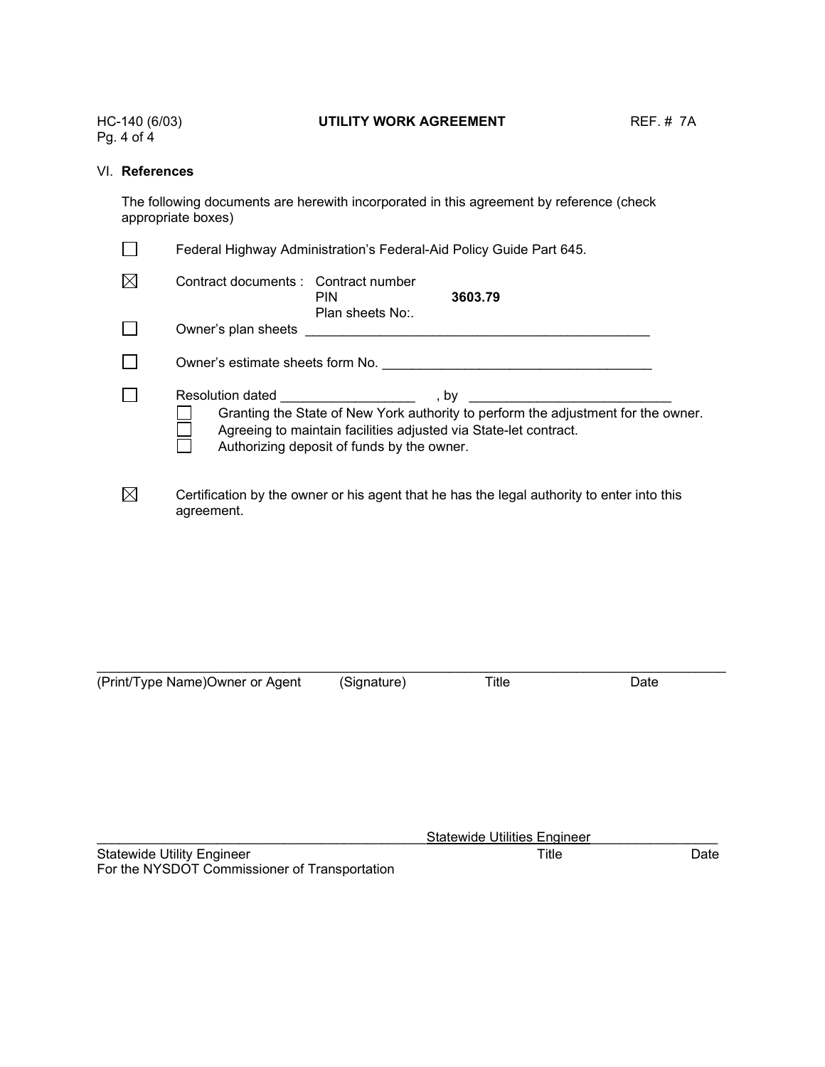HC-140 (6/03) **UTILITY WORK AGREEMENT** REF. # 7A

## VI. **References**

The following documents are herewith incorporated in this agreement by reference (check appropriate boxes)

- ☐ Federal Highway Administration's Federal-Aid Policy Guide Part 645.
- ☒ Contract documents : Contract number
  PIN **3603.79**
  Plan sheets No:.
- ☐ Owner's plan sheets _______________________________________________
- ☐ Owner's estimate sheets form No. ____________________________________
- ☐ Resolution dated __________________ , by ___________________________
  - ☐ Granting the State of New York authority to perform the adjustment for the owner.
  - ☐ Agreeing to maintain facilities adjusted via State-let contract.
  - ☐ Authorizing deposit of funds by the owner.
- ☒ Certification by the owner or his agent that he has the legal authority to enter into this agreement.

_____________________________________________________________________________________

(Print/Type Name)Owner or Agent (Signature) Title Date

_____________________________________________ Statewide Utilities Engineer ________________

Statewide Utility Engineer Title Date

For the NYSDOT Commissioner of Transportation